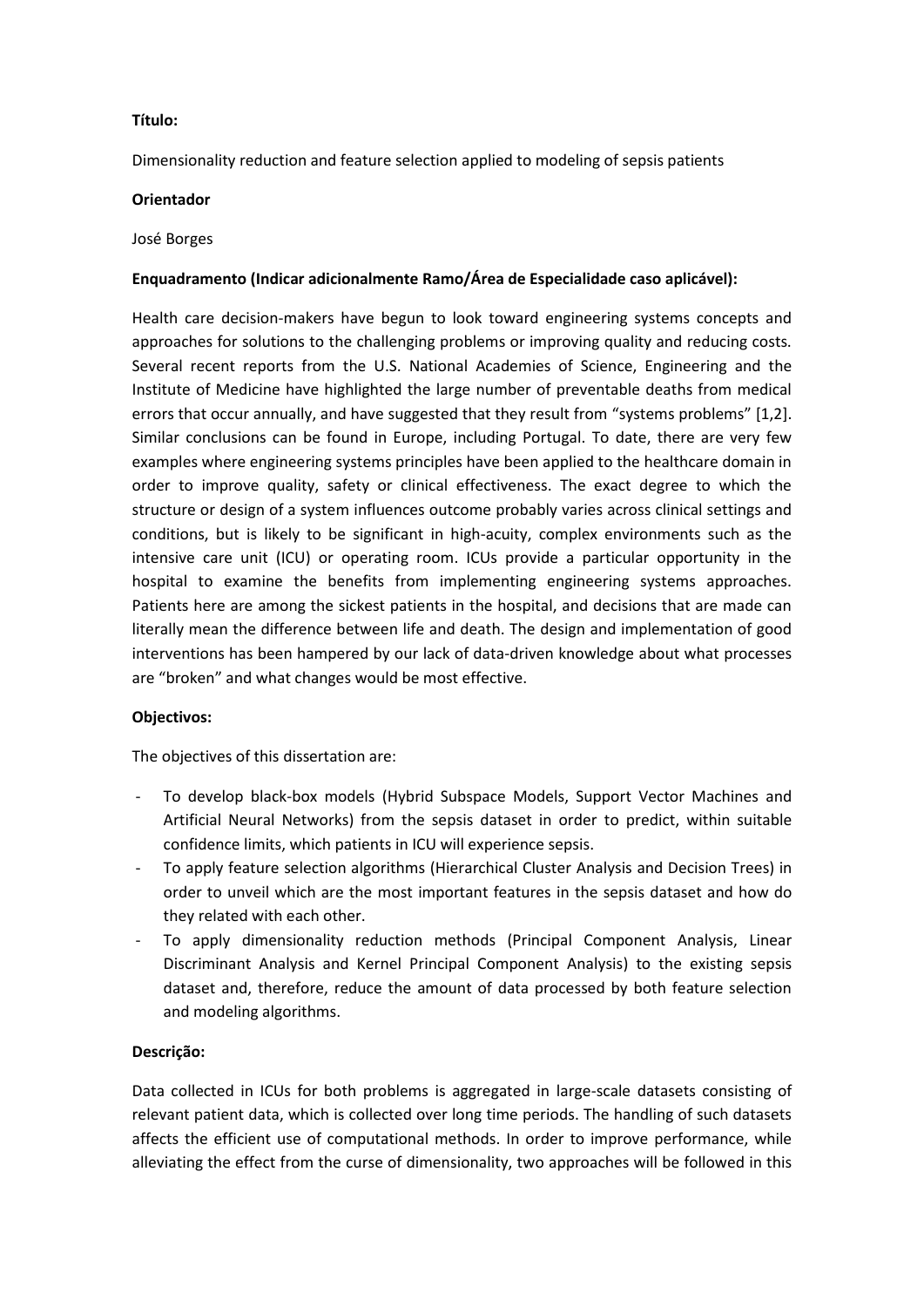**Título:**

Dimensionality reduction and feature selection applied to modeling of sepsis patients

**Orientador**

José Borges

**Enquadramento (Indicar adicionalmente Ramo/Área de Especialidade caso aplicável):**

Health care decision-makers have begun to look toward engineering systems concepts and approaches for solutions to the challenging problems or improving quality and reducing costs. Several recent reports from the U.S. National Academies of Science, Engineering and the Institute of Medicine have highlighted the large number of preventable deaths from medical errors that occur annually, and have suggested that they result from "systems problems" [1,2]. Similar conclusions can be found in Europe, including Portugal. To date, there are very few examples where engineering systems principles have been applied to the healthcare domain in order to improve quality, safety or clinical effectiveness. The exact degree to which the structure or design of a system influences outcome probably varies across clinical settings and conditions, but is likely to be significant in high-acuity, complex environments such as the intensive care unit (ICU) or operating room. ICUs provide a particular opportunity in the hospital to examine the benefits from implementing engineering systems approaches. Patients here are among the sickest patients in the hospital, and decisions that are made can literally mean the difference between life and death. The design and implementation of good interventions has been hampered by our lack of data-driven knowledge about what processes are "broken" and what changes would be most effective.

**Objectivos:**

The objectives of this dissertation are:

- To develop black-box models (Hybrid Subspace Models, Support Vector Machines and Artificial Neural Networks) from the sepsis dataset in order to predict, within suitable confidence limits, which patients in ICU will experience sepsis.
- To apply feature selection algorithms (Hierarchical Cluster Analysis and Decision Trees) in order to unveil which are the most important features in the sepsis dataset and how do they related with each other.
- To apply dimensionality reduction methods (Principal Component Analysis, Linear Discriminant Analysis and Kernel Principal Component Analysis) to the existing sepsis dataset and, therefore, reduce the amount of data processed by both feature selection and modeling algorithms.

**Descrição:**

Data collected in ICUs for both problems is aggregated in large-scale datasets consisting of relevant patient data, which is collected over long time periods. The handling of such datasets affects the efficient use of computational methods. In order to improve performance, while alleviating the effect from the curse of dimensionality, two approaches will be followed in this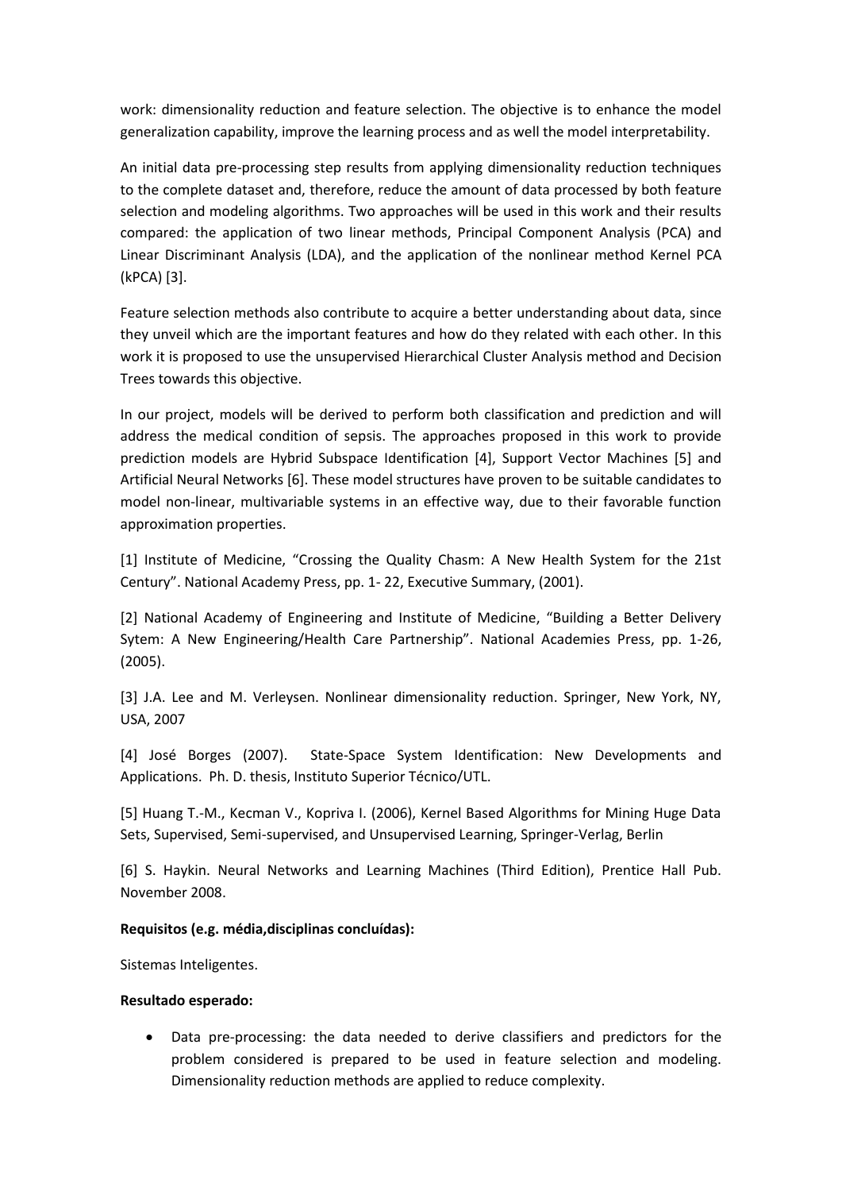work: dimensionality reduction and feature selection. The objective is to enhance the model generalization capability, improve the learning process and as well the model interpretability.

An initial data pre-processing step results from applying dimensionality reduction techniques to the complete dataset and, therefore, reduce the amount of data processed by both feature selection and modeling algorithms. Two approaches will be used in this work and their results compared: the application of two linear methods, Principal Component Analysis (PCA) and Linear Discriminant Analysis (LDA), and the application of the nonlinear method Kernel PCA (kPCA) [3].

Feature selection methods also contribute to acquire a better understanding about data, since they unveil which are the important features and how do they related with each other. In this work it is proposed to use the unsupervised Hierarchical Cluster Analysis method and Decision Trees towards this objective.

In our project, models will be derived to perform both classification and prediction and will address the medical condition of sepsis. The approaches proposed in this work to provide prediction models are Hybrid Subspace Identification [4], Support Vector Machines [5] and Artificial Neural Networks [6]. These model structures have proven to be suitable candidates to model non-linear, multivariable systems in an effective way, due to their favorable function approximation properties.

[1] Institute of Medicine, "Crossing the Quality Chasm: A New Health System for the 21st Century". National Academy Press, pp. 1- 22, Executive Summary, (2001).

[2] National Academy of Engineering and Institute of Medicine, "Building a Better Delivery Sytem: A New Engineering/Health Care Partnership". National Academies Press, pp. 1-26, (2005).

[3] J.A. Lee and M. Verleysen. Nonlinear dimensionality reduction. Springer, New York, NY, USA, 2007

[4] José Borges (2007). State-Space System Identification: New Developments and Applications. Ph. D. thesis, Instituto Superior Técnico/UTL.

[5] Huang T.-M., Kecman V., Kopriva I. (2006), Kernel Based Algorithms for Mining Huge Data Sets, Supervised, Semi-supervised, and Unsupervised Learning, Springer-Verlag, Berlin

[6] S. Haykin. Neural Networks and Learning Machines (Third Edition), Prentice Hall Pub. November 2008.

**Requisitos (e.g. média,disciplinas concluídas):**

Sistemas Inteligentes.

**Resultado esperado:**

- Data pre-processing: the data needed to derive classifiers and predictors for the problem considered is prepared to be used in feature selection and modeling. Dimensionality reduction methods are applied to reduce complexity.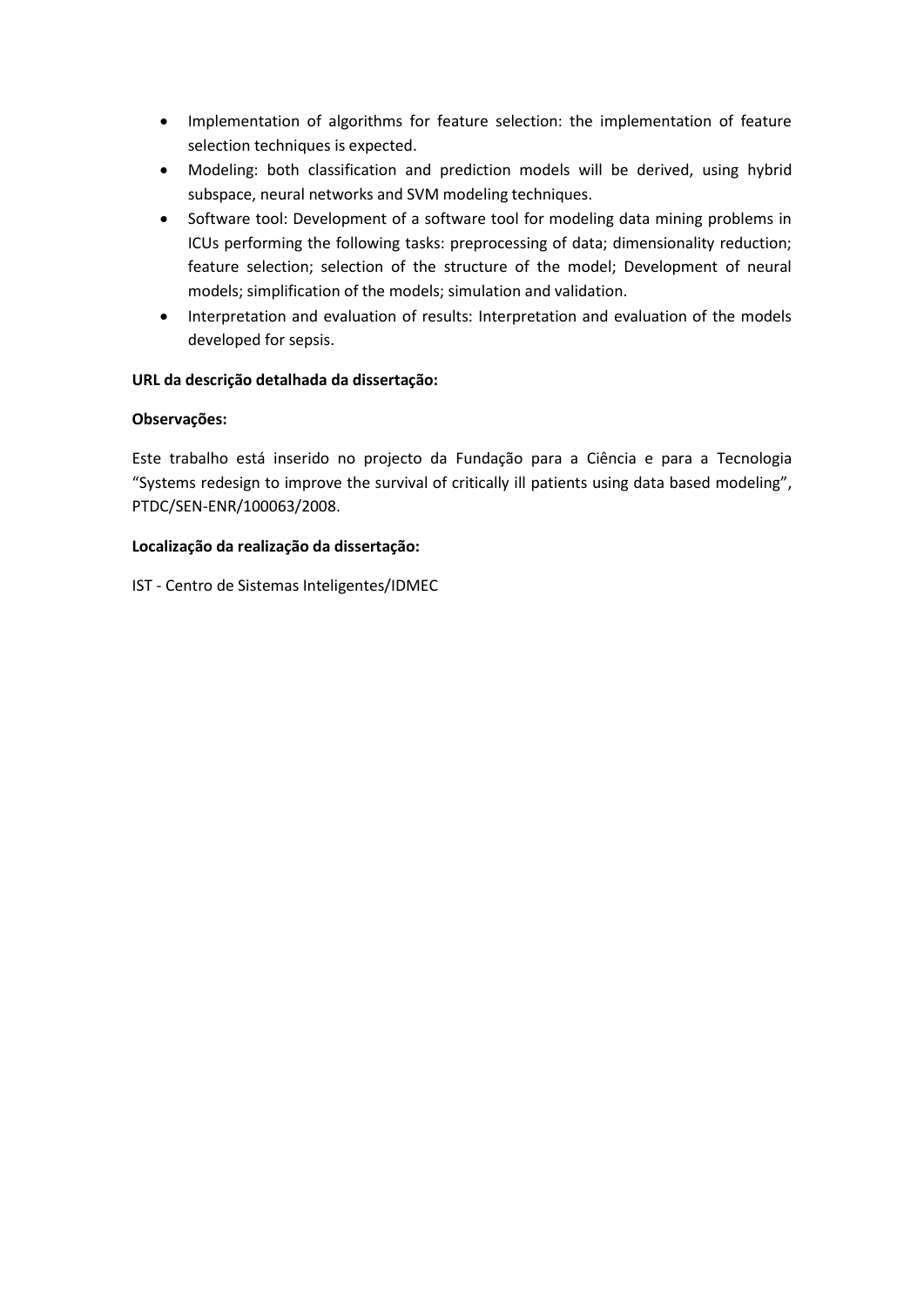- Implementation of algorithms for feature selection: the implementation of feature selection techniques is expected.
- Modeling: both classification and prediction models will be derived, using hybrid subspace, neural networks and SVM modeling techniques.
- Software tool: Development of a software tool for modeling data mining problems in ICUs performing the following tasks: preprocessing of data; dimensionality reduction; feature selection; selection of the structure of the model; Development of neural models; simplification of the models; simulation and validation.
- Interpretation and evaluation of results: Interpretation and evaluation of the models developed for sepsis.

**URL da descrição detalhada da dissertação:**

**Observações:**

Este trabalho está inserido no projecto da Fundação para a Ciência e para a Tecnologia "Systems redesign to improve the survival of critically ill patients using data based modeling", PTDC/SEN-ENR/100063/2008.

**Localização da realização da dissertação:**

IST - Centro de Sistemas Inteligentes/IDMEC